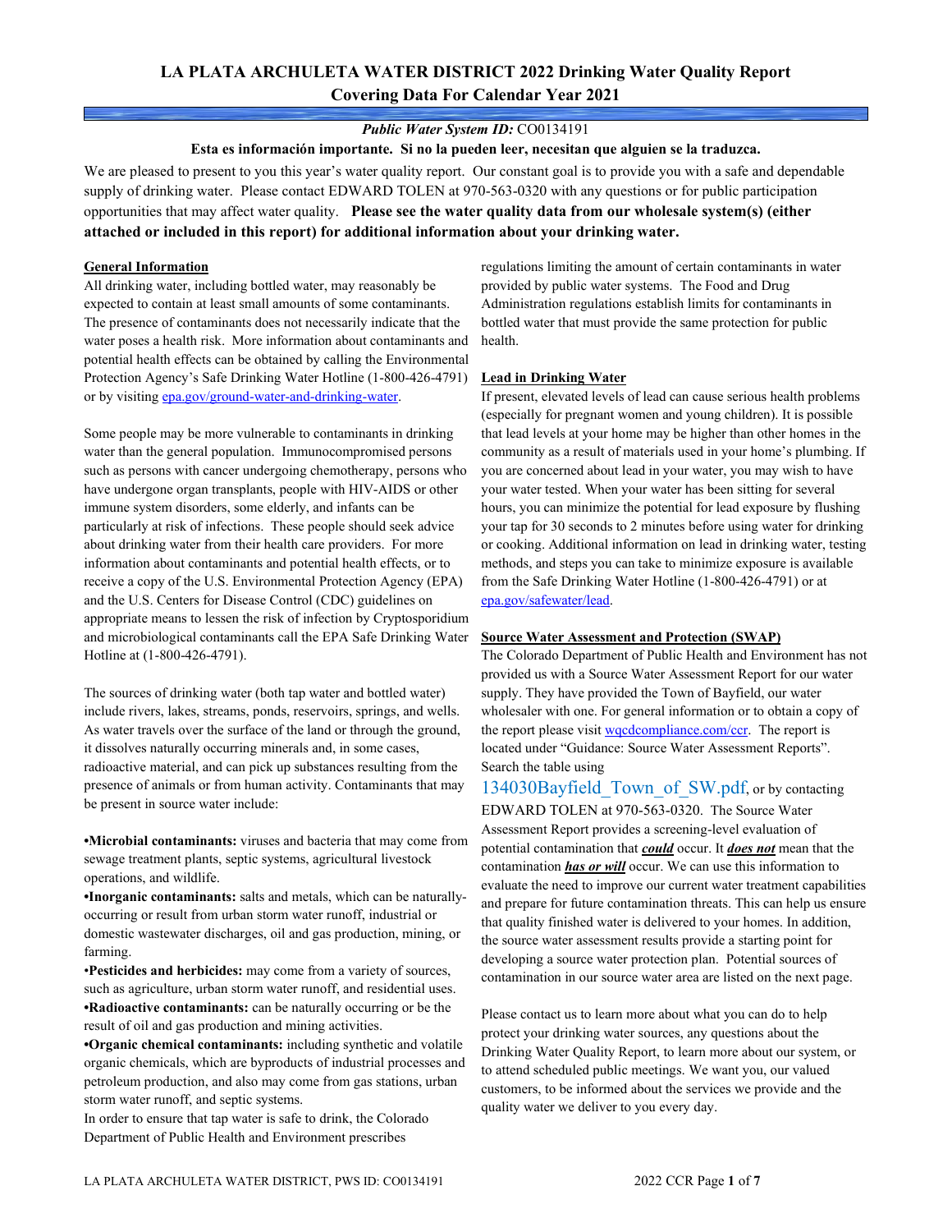# LA PLATA ARCHULETA WATER DISTRICT 2022 Drinking Water Quality Report
## Covering Data For Calendar Year 2021

***Public Water System ID:*** CO0134191

**Esta es información importante. Si no la pueden leer, necesitan que alguien se la traduzca.**

We are pleased to present to you this year's water quality report. Our constant goal is to provide you with a safe and dependable supply of drinking water. Please contact EDWARD TOLEN at 970-563-0320 with any questions or for public participation opportunities that may affect water quality. **Please see the water quality data from our wholesale system(s) (either attached or included in this report) for additional information about your drinking water.**

### General Information

All drinking water, including bottled water, may reasonably be expected to contain at least small amounts of some contaminants. The presence of contaminants does not necessarily indicate that the water poses a health risk. More information about contaminants and potential health effects can be obtained by calling the Environmental Protection Agency's Safe Drinking Water Hotline (1-800-426-4791) or by visiting epa.gov/ground-water-and-drinking-water.

Some people may be more vulnerable to contaminants in drinking water than the general population. Immunocompromised persons such as persons with cancer undergoing chemotherapy, persons who have undergone organ transplants, people with HIV-AIDS or other immune system disorders, some elderly, and infants can be particularly at risk of infections. These people should seek advice about drinking water from their health care providers. For more information about contaminants and potential health effects, or to receive a copy of the U.S. Environmental Protection Agency (EPA) and the U.S. Centers for Disease Control (CDC) guidelines on appropriate means to lessen the risk of infection by Cryptosporidium and microbiological contaminants call the EPA Safe Drinking Water Hotline at (1-800-426-4791).

The sources of drinking water (both tap water and bottled water) include rivers, lakes, streams, ponds, reservoirs, springs, and wells. As water travels over the surface of the land or through the ground, it dissolves naturally occurring minerals and, in some cases, radioactive material, and can pick up substances resulting from the presence of animals or from human activity. Contaminants that may be present in source water include:

- **Microbial contaminants:** viruses and bacteria that may come from sewage treatment plants, septic systems, agricultural livestock operations, and wildlife.
- **Inorganic contaminants:** salts and metals, which can be naturally-occurring or result from urban storm water runoff, industrial or domestic wastewater discharges, oil and gas production, mining, or farming.
- **Pesticides and herbicides:** may come from a variety of sources, such as agriculture, urban storm water runoff, and residential uses.
- **Radioactive contaminants:** can be naturally occurring or be the result of oil and gas production and mining activities.
- **Organic chemical contaminants:** including synthetic and volatile organic chemicals, which are byproducts of industrial processes and petroleum production, and also may come from gas stations, urban storm water runoff, and septic systems.

In order to ensure that tap water is safe to drink, the Colorado Department of Public Health and Environment prescribes regulations limiting the amount of certain contaminants in water provided by public water systems. The Food and Drug Administration regulations establish limits for contaminants in bottled water that must provide the same protection for public health.

### Lead in Drinking Water

If present, elevated levels of lead can cause serious health problems (especially for pregnant women and young children). It is possible that lead levels at your home may be higher than other homes in the community as a result of materials used in your home's plumbing. If you are concerned about lead in your water, you may wish to have your water tested. When your water has been sitting for several hours, you can minimize the potential for lead exposure by flushing your tap for 30 seconds to 2 minutes before using water for drinking or cooking. Additional information on lead in drinking water, testing methods, and steps you can take to minimize exposure is available from the Safe Drinking Water Hotline (1-800-426-4791) or at epa.gov/safewater/lead.

### Source Water Assessment and Protection (SWAP)

The Colorado Department of Public Health and Environment has not provided us with a Source Water Assessment Report for our water supply. They have provided the Town of Bayfield, our water wholesaler with one. For general information or to obtain a copy of the report please visit wqcdcompliance.com/ccr. The report is located under "Guidance: Source Water Assessment Reports". Search the table using 134030Bayfield_Town_of_SW.pdf, or by contacting EDWARD TOLEN at 970-563-0320. The Source Water Assessment Report provides a screening-level evaluation of potential contamination that ***could*** occur. It ***does not*** mean that the contamination ***has or will*** occur. We can use this information to evaluate the need to improve our current water treatment capabilities and prepare for future contamination threats. This can help us ensure that quality finished water is delivered to your homes. In addition, the source water assessment results provide a starting point for developing a source water protection plan. Potential sources of contamination in our source water area are listed on the next page.

Please contact us to learn more about what you can do to help protect your drinking water sources, any questions about the Drinking Water Quality Report, to learn more about our system, or to attend scheduled public meetings. We want you, our valued customers, to be informed about the services we provide and the quality water we deliver to you every day.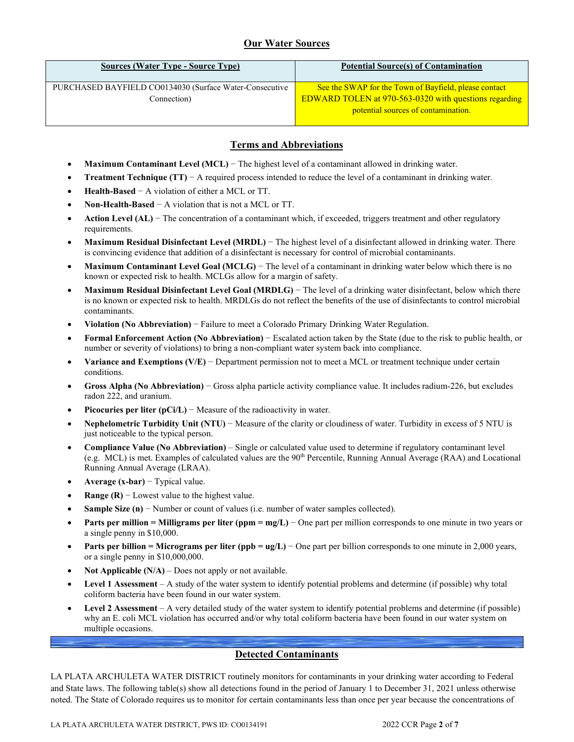## Our Water Sources

| Sources (Water Type - Source Type) | Potential Source(s) of Contamination |
| --- | --- |
| PURCHASED BAYFIELD CO0134030 (Surface Water-Consecutive Connection) | See the SWAP for the Town of Bayfield, please contact EDWARD TOLEN at 970-563-0320 with questions regarding potential sources of contamination. |

## Terms and Abbreviations

- **Maximum Contaminant Level (MCL)** − The highest level of a contaminant allowed in drinking water.
- **Treatment Technique (TT)** − A required process intended to reduce the level of a contaminant in drinking water.
- **Health-Based** − A violation of either a MCL or TT.
- **Non-Health-Based** − A violation that is not a MCL or TT.
- **Action Level (AL)** − The concentration of a contaminant which, if exceeded, triggers treatment and other regulatory requirements.
- **Maximum Residual Disinfectant Level (MRDL)** − The highest level of a disinfectant allowed in drinking water. There is convincing evidence that addition of a disinfectant is necessary for control of microbial contaminants.
- **Maximum Contaminant Level Goal (MCLG)** − The level of a contaminant in drinking water below which there is no known or expected risk to health. MCLGs allow for a margin of safety.
- **Maximum Residual Disinfectant Level Goal (MRDLG)** − The level of a drinking water disinfectant, below which there is no known or expected risk to health. MRDLGs do not reflect the benefits of the use of disinfectants to control microbial contaminants.
- **Violation (No Abbreviation)** − Failure to meet a Colorado Primary Drinking Water Regulation.
- **Formal Enforcement Action (No Abbreviation)** − Escalated action taken by the State (due to the risk to public health, or number or severity of violations) to bring a non-compliant water system back into compliance.
- **Variance and Exemptions (V/E)** − Department permission not to meet a MCL or treatment technique under certain conditions.
- **Gross Alpha (No Abbreviation)** − Gross alpha particle activity compliance value. It includes radium-226, but excludes radon 222, and uranium.
- **Picocuries per liter (pCi/L)** − Measure of the radioactivity in water.
- **Nephelometric Turbidity Unit (NTU)** − Measure of the clarity or cloudiness of water. Turbidity in excess of 5 NTU is just noticeable to the typical person.
- **Compliance Value (No Abbreviation)** – Single or calculated value used to determine if regulatory contaminant level (e.g. MCL) is met. Examples of calculated values are the 90th Percentile, Running Annual Average (RAA) and Locational Running Annual Average (LRAA).
- **Average (x-bar)** − Typical value.
- **Range (R)** − Lowest value to the highest value.
- **Sample Size (n)** − Number or count of values (i.e. number of water samples collected).
- **Parts per million = Milligrams per liter (ppm = mg/L)** − One part per million corresponds to one minute in two years or a single penny in $10,000.
- **Parts per billion = Micrograms per liter (ppb = ug/L)** − One part per billion corresponds to one minute in 2,000 years, or a single penny in $10,000,000.
- **Not Applicable (N/A)** – Does not apply or not available.
- **Level 1 Assessment** – A study of the water system to identify potential problems and determine (if possible) why total coliform bacteria have been found in our water system.
- **Level 2 Assessment** – A very detailed study of the water system to identify potential problems and determine (if possible) why an E. coli MCL violation has occurred and/or why total coliform bacteria have been found in our water system on multiple occasions.

## Detected Contaminants

LA PLATA ARCHULETA WATER DISTRICT routinely monitors for contaminants in your drinking water according to Federal and State laws. The following table(s) show all detections found in the period of January 1 to December 31, 2021 unless otherwise noted. The State of Colorado requires us to monitor for certain contaminants less than once per year because the concentrations of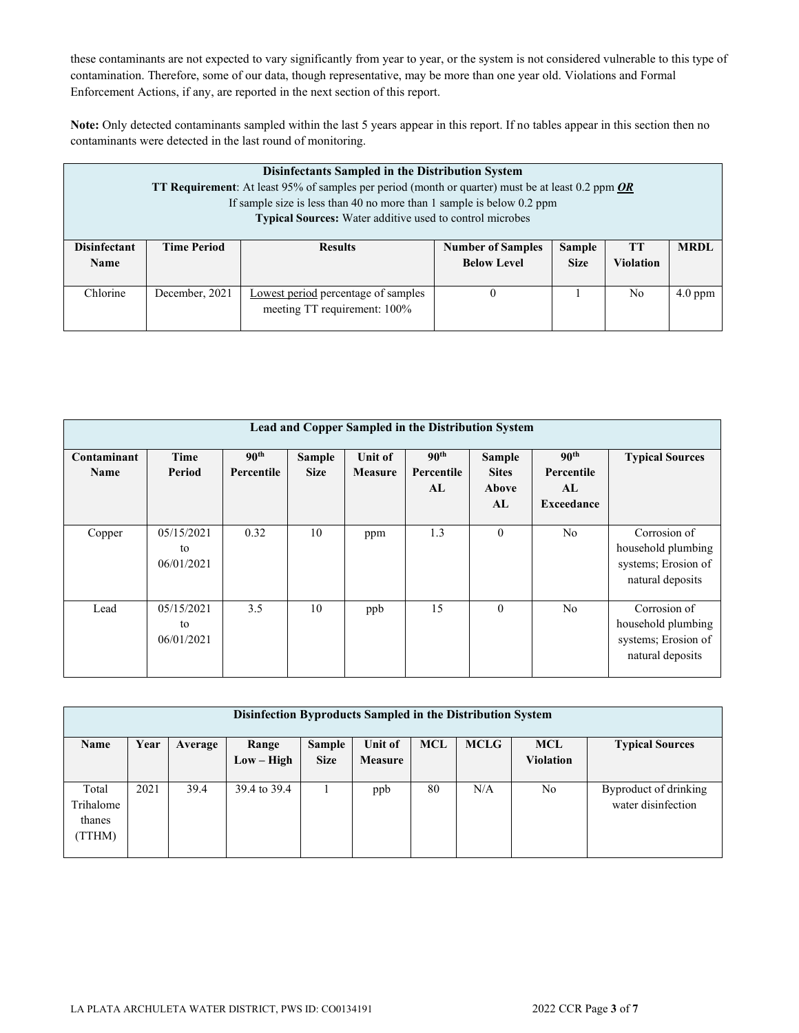these contaminants are not expected to vary significantly from year to year, or the system is not considered vulnerable to this type of contamination. Therefore, some of our data, though representative, may be more than one year old. Violations and Formal Enforcement Actions, if any, are reported in the next section of this report.

**Note:** Only detected contaminants sampled within the last 5 years appear in this report. If no tables appear in this section then no contaminants were detected in the last round of monitoring.

| **Disinfectants Sampled in the Distribution System**<br>**TT Requirement**: At least 95% of samples per period (month or quarter) must be at least 0.2 ppm ***OR***<br>If sample size is less than 40 no more than 1 sample is below 0.2 ppm<br>**Typical Sources:** Water additive used to control microbes | | | | | | |
|---|---|---|---|---|---|---|
| **Disinfectant Name** | **Time Period** | **Results** | **Number of Samples Below Level** | **Sample Size** | **TT Violation** | **MRDL** |
| Chlorine | December, 2021 | Lowest period percentage of samples meeting TT requirement: 100% | 0 | 1 | No | 4.0 ppm |

| **Lead and Copper Sampled in the Distribution System** | | | | | | | | |
|---|---|---|---|---|---|---|---|---|
| **Contaminant Name** | **Time Period** | **90th Percentile** | **Sample Size** | **Unit of Measure** | **90th Percentile AL** | **Sample Sites Above AL** | **90th Percentile AL Exceedance** | **Typical Sources** |
| Copper | 05/15/2021 to 06/01/2021 | 0.32 | 10 | ppm | 1.3 | 0 | No | Corrosion of household plumbing systems; Erosion of natural deposits |
| Lead | 05/15/2021 to 06/01/2021 | 3.5 | 10 | ppb | 15 | 0 | No | Corrosion of household plumbing systems; Erosion of natural deposits |

| **Disinfection Byproducts Sampled in the Distribution System** | | | | | | | | | |
|---|---|---|---|---|---|---|---|---|---|
| **Name** | **Year** | **Average** | **Range Low – High** | **Sample Size** | **Unit of Measure** | **MCL** | **MCLG** | **MCL Violation** | **Typical Sources** |
| Total Trihalomethanes (TTHM) | 2021 | 39.4 | 39.4 to 39.4 | 1 | ppb | 80 | N/A | No | Byproduct of drinking water disinfection |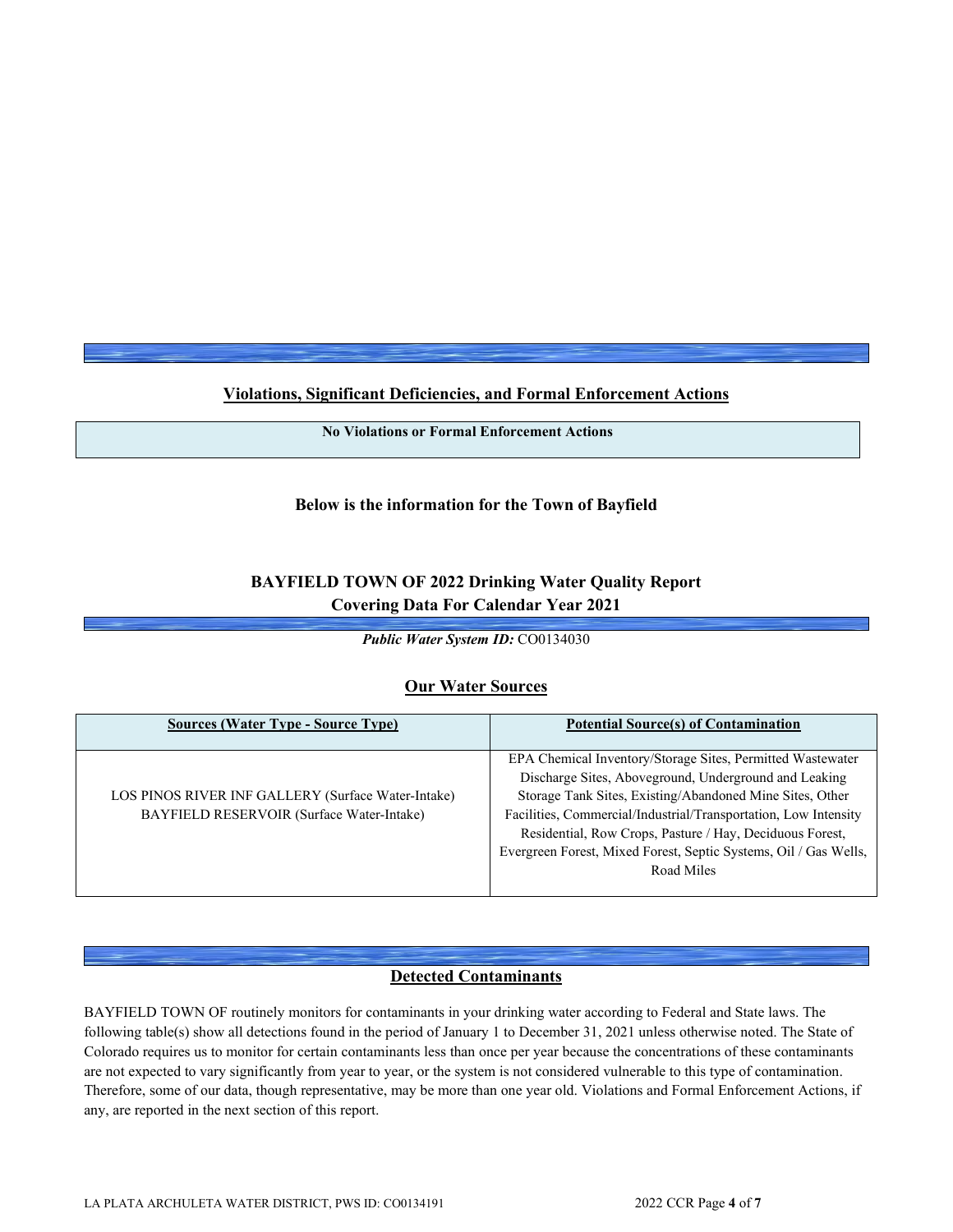## Violations, Significant Deficiencies, and Formal Enforcement Actions

| No Violations or Formal Enforcement Actions |
|---|

**Below is the information for the Town of Bayfield**

## BAYFIELD TOWN OF 2022 Drinking Water Quality Report
## Covering Data For Calendar Year 2021

***Public Water System ID:*** CO0134030

### Our Water Sources

| Sources (Water Type - Source Type) | Potential Source(s) of Contamination |
|---|---|
| LOS PINOS RIVER INF GALLERY (Surface Water-Intake)<br>BAYFIELD RESERVOIR (Surface Water-Intake) | EPA Chemical Inventory/Storage Sites, Permitted Wastewater Discharge Sites, Aboveground, Underground and Leaking Storage Tank Sites, Existing/Abandoned Mine Sites, Other Facilities, Commercial/Industrial/Transportation, Low Intensity Residential, Row Crops, Pasture / Hay, Deciduous Forest, Evergreen Forest, Mixed Forest, Septic Systems, Oil / Gas Wells, Road Miles |

### Detected Contaminants

BAYFIELD TOWN OF routinely monitors for contaminants in your drinking water according to Federal and State laws. The following table(s) show all detections found in the period of January 1 to December 31, 2021 unless otherwise noted. The State of Colorado requires us to monitor for certain contaminants less than once per year because the concentrations of these contaminants are not expected to vary significantly from year to year, or the system is not considered vulnerable to this type of contamination. Therefore, some of our data, though representative, may be more than one year old. Violations and Formal Enforcement Actions, if any, are reported in the next section of this report.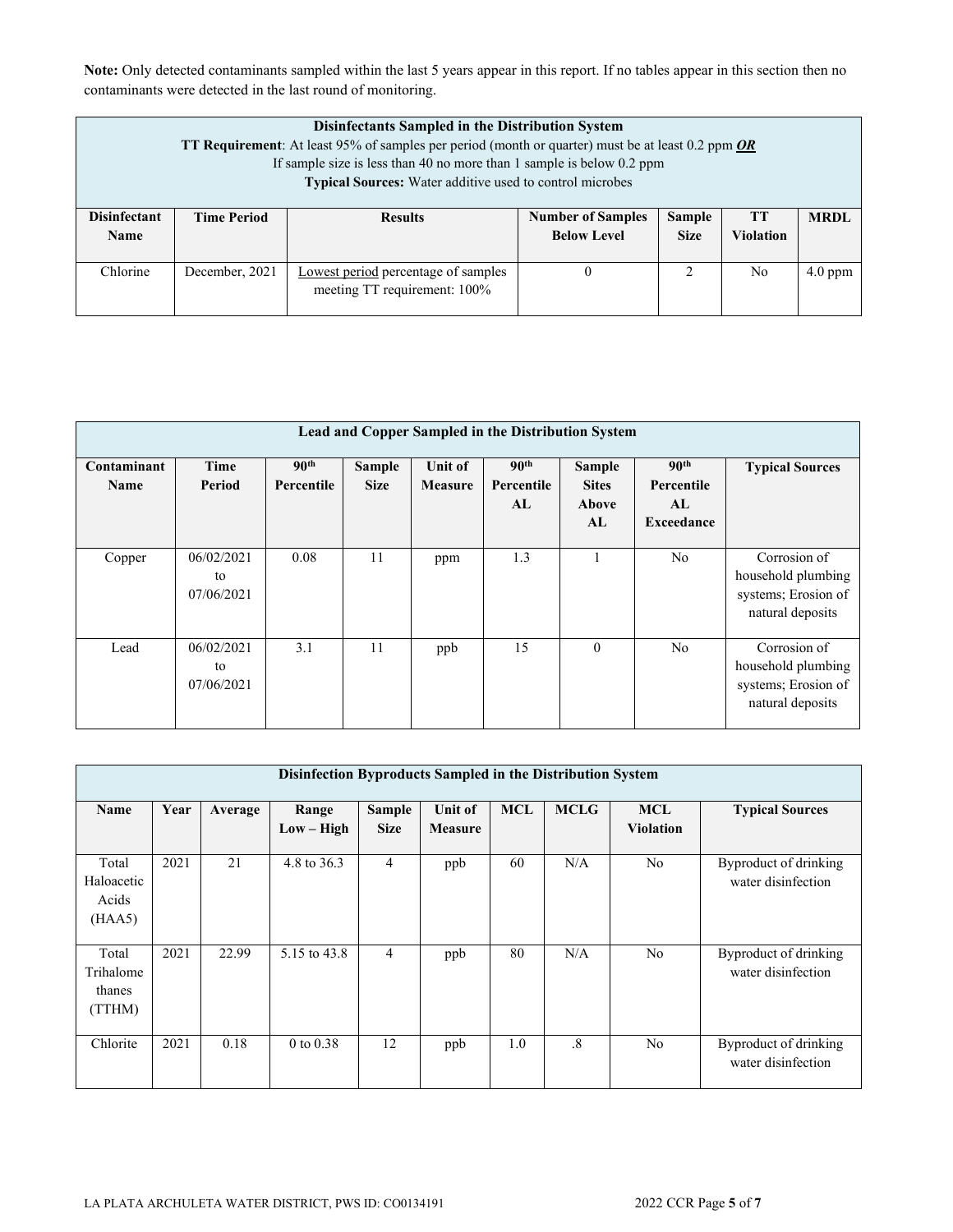**Note:** Only detected contaminants sampled within the last 5 years appear in this report. If no tables appear in this section then no contaminants were detected in the last round of monitoring.

| **Disinfectants Sampled in the Distribution System**<br>**TT Requirement**: At least 95% of samples per period (month or quarter) must be at least 0.2 ppm ***OR***<br>If sample size is less than 40 no more than 1 sample is below 0.2 ppm<br>**Typical Sources:** Water additive used to control microbes | | | | | | |
|---|---|---|---|---|---|---|
| **Disinfectant Name** | **Time Period** | **Results** | **Number of Samples Below Level** | **Sample Size** | **TT Violation** | **MRDL** |
| Chlorine | December, 2021 | Lowest period percentage of samples meeting TT requirement: 100% | 0 | 2 | No | 4.0 ppm |

| **Lead and Copper Sampled in the Distribution System** | | | | | | | | |
|---|---|---|---|---|---|---|---|---|
| **Contaminant Name** | **Time Period** | **90th Percentile** | **Sample Size** | **Unit of Measure** | **90th Percentile AL** | **Sample Sites Above AL** | **90th Percentile AL Exceedance** | **Typical Sources** |
| Copper | 06/02/2021 to 07/06/2021 | 0.08 | 11 | ppm | 1.3 | 1 | No | Corrosion of household plumbing systems; Erosion of natural deposits |
| Lead | 06/02/2021 to 07/06/2021 | 3.1 | 11 | ppb | 15 | 0 | No | Corrosion of household plumbing systems; Erosion of natural deposits |

| **Disinfection Byproducts Sampled in the Distribution System** | | | | | | | | | |
|---|---|---|---|---|---|---|---|---|---|
| **Name** | **Year** | **Average** | **Range Low – High** | **Sample Size** | **Unit of Measure** | **MCL** | **MCLG** | **MCL Violation** | **Typical Sources** |
| Total Haloacetic Acids (HAA5) | 2021 | 21 | 4.8 to 36.3 | 4 | ppb | 60 | N/A | No | Byproduct of drinking water disinfection |
| Total Trihalomethanes (TTHM) | 2021 | 22.99 | 5.15 to 43.8 | 4 | ppb | 80 | N/A | No | Byproduct of drinking water disinfection |
| Chlorite | 2021 | 0.18 | 0 to 0.38 | 12 | ppb | 1.0 | .8 | No | Byproduct of drinking water disinfection |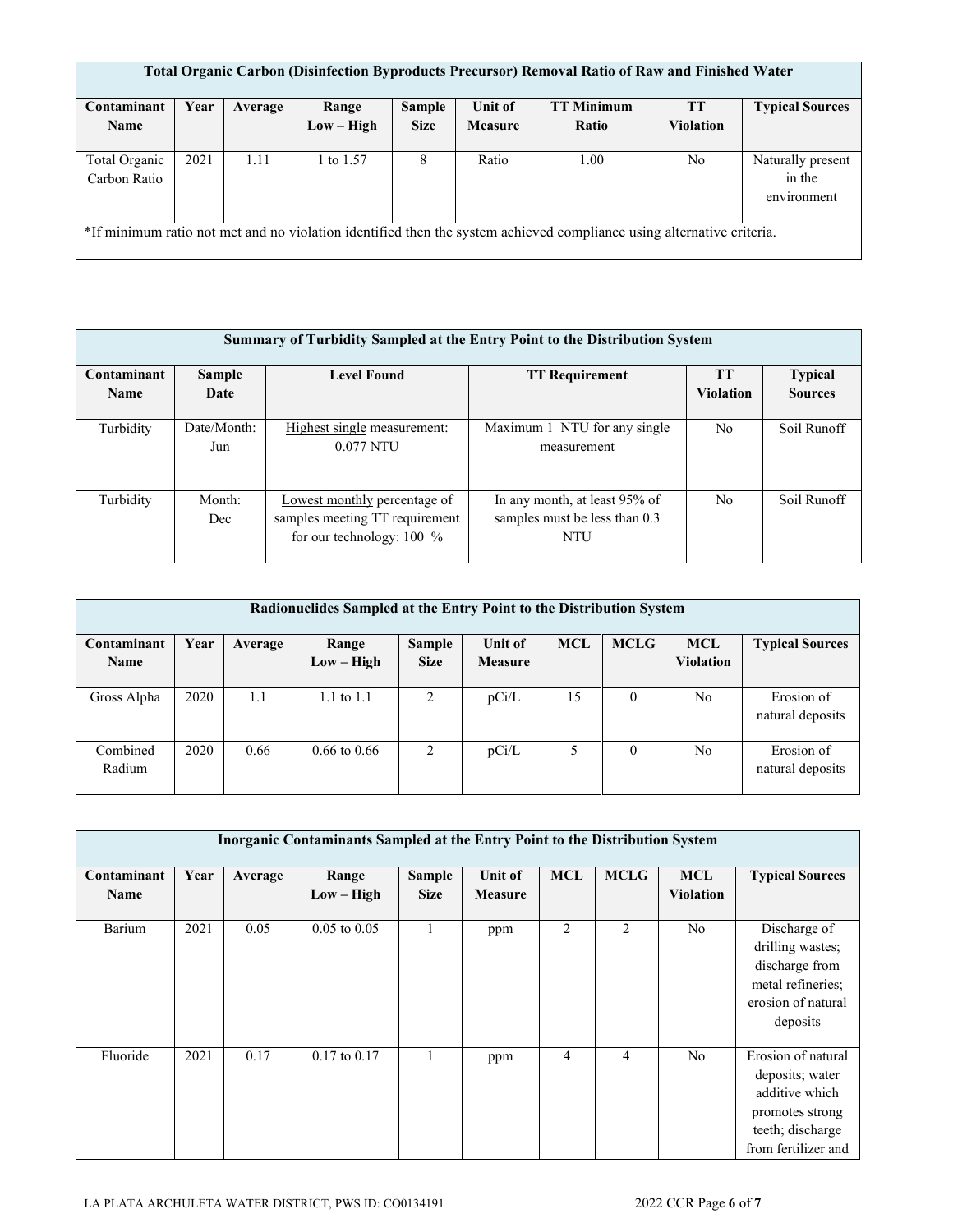| Total Organic Carbon (Disinfection Byproducts Precursor) Removal Ratio of Raw and Finished Water | | | | | | | | |
|---|---|---|---|---|---|---|---|---|
| **Contaminant Name** | **Year** | **Average** | **Range Low – High** | **Sample Size** | **Unit of Measure** | **TT Minimum Ratio** | **TT Violation** | **Typical Sources** |
| Total Organic Carbon Ratio | 2021 | 1.11 | 1 to 1.57 | 8 | Ratio | 1.00 | No | Naturally present in the environment |
| *If minimum ratio not met and no violation identified then the system achieved compliance using alternative criteria. | | | | | | | | |

| Summary of Turbidity Sampled at the Entry Point to the Distribution System | | | | | |
|---|---|---|---|---|---|
| **Contaminant Name** | **Sample Date** | **Level Found** | **TT Requirement** | **TT Violation** | **Typical Sources** |
| Turbidity | Date/Month: Jun | Highest single measurement: 0.077 NTU | Maximum 1 NTU for any single measurement | No | Soil Runoff |
| Turbidity | Month: Dec | Lowest monthly percentage of samples meeting TT requirement for our technology: 100 % | In any month, at least 95% of samples must be less than 0.3 NTU | No | Soil Runoff |

| Radionuclides Sampled at the Entry Point to the Distribution System | | | | | | | | | |
|---|---|---|---|---|---|---|---|---|---|
| **Contaminant Name** | **Year** | **Average** | **Range Low – High** | **Sample Size** | **Unit of Measure** | **MCL** | **MCLG** | **MCL Violation** | **Typical Sources** |
| Gross Alpha | 2020 | 1.1 | 1.1 to 1.1 | 2 | pCi/L | 15 | 0 | No | Erosion of natural deposits |
| Combined Radium | 2020 | 0.66 | 0.66 to 0.66 | 2 | pCi/L | 5 | 0 | No | Erosion of natural deposits |

| Inorganic Contaminants Sampled at the Entry Point to the Distribution System | | | | | | | | | |
|---|---|---|---|---|---|---|---|---|---|
| **Contaminant Name** | **Year** | **Average** | **Range Low – High** | **Sample Size** | **Unit of Measure** | **MCL** | **MCLG** | **MCL Violation** | **Typical Sources** |
| Barium | 2021 | 0.05 | 0.05 to 0.05 | 1 | ppm | 2 | 2 | No | Discharge of drilling wastes; discharge from metal refineries; erosion of natural deposits |
| Fluoride | 2021 | 0.17 | 0.17 to 0.17 | 1 | ppm | 4 | 4 | No | Erosion of natural deposits; water additive which promotes strong teeth; discharge from fertilizer and |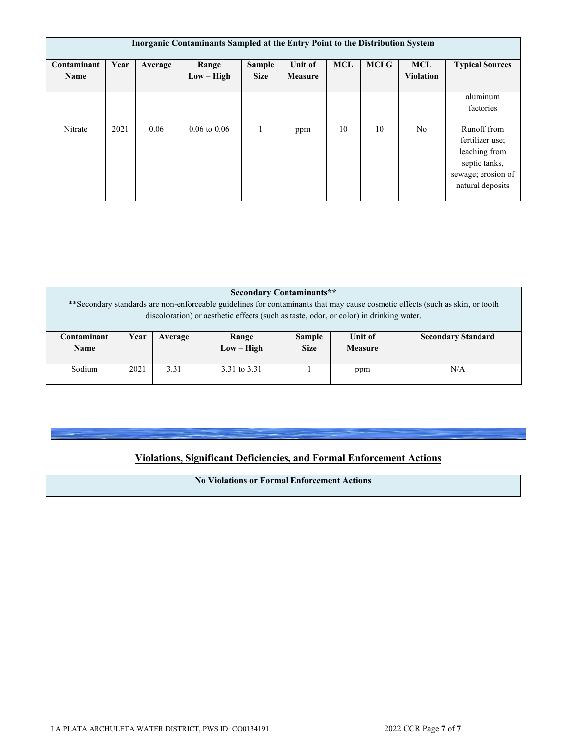| Inorganic Contaminants Sampled at the Entry Point to the Distribution System | | | | | | | | | |
|---|---|---|---|---|---|---|---|---|---|
| **Contaminant Name** | **Year** | **Average** | **Range Low – High** | **Sample Size** | **Unit of Measure** | **MCL** | **MCLG** | **MCL Violation** | **Typical Sources** |
| | | | | | | | | | aluminum factories |
| Nitrate | 2021 | 0.06 | 0.06 to 0.06 | 1 | ppm | 10 | 10 | No | Runoff from fertilizer use; leaching from septic tanks, sewage; erosion of natural deposits |

| Secondary Contaminants** **Secondary standards are non-enforceable guidelines for contaminants that may cause cosmetic effects (such as skin, or tooth discoloration) or aesthetic effects (such as taste, odor, or color) in drinking water. | | | | | | |
|---|---|---|---|---|---|---|
| **Contaminant Name** | **Year** | **Average** | **Range Low – High** | **Sample Size** | **Unit of Measure** | **Secondary Standard** |
| Sodium | 2021 | 3.31 | 3.31 to 3.31 | 1 | ppm | N/A |

## Violations, Significant Deficiencies, and Formal Enforcement Actions

**No Violations or Formal Enforcement Actions**